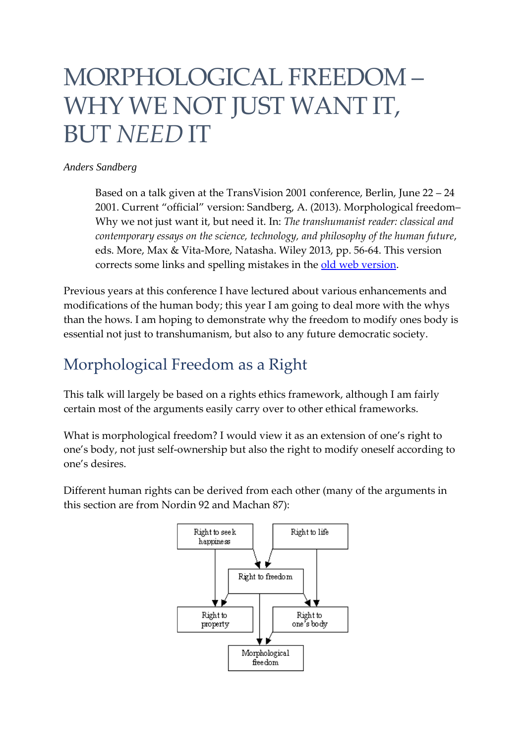# MORPHOLOGICAL FREEDOM – WHY WE NOT JUST WANT IT, BUT *NEED* IT

*Anders Sandberg*

> Based on a talk given at the TransVision 2001 conference, Berlin, June 22 – 24 2001. Current "official" version: Sandberg, A. (2013). Morphological freedom– Why we not just want it, but need it. In: *The transhumanist reader: classical and contemporary essays on the science, technology, and philosophy of the human future*, eds. More, Max & Vita-More, Natasha. Wiley 2013, pp. 56-64. This version corrects some links and spelling mistakes in the old web version.

Previous years at this conference I have lectured about various enhancements and modifications of the human body; this year I am going to deal more with the whys than the hows. I am hoping to demonstrate why the freedom to modify ones body is essential not just to transhumanism, but also to any future democratic society.

## Morphological Freedom as a Right

This talk will largely be based on a rights ethics framework, although I am fairly certain most of the arguments easily carry over to other ethical frameworks.

What is morphological freedom? I would view it as an extension of one's right to one's body, not just self-ownership but also the right to modify oneself according to one's desires.

Different human rights can be derived from each other (many of the arguments in this section are from Nordin 92 and Machan 87):

Right to seek happiness → Right to freedom
Right to life → Right to freedom
Right to seek happiness → Right to property
Right to freedom → Right to property
Right to freedom → Right to one's body
Right to life → Right to one's body
Right to freedom → Morphological freedom
Right to one's body → Morphological freedom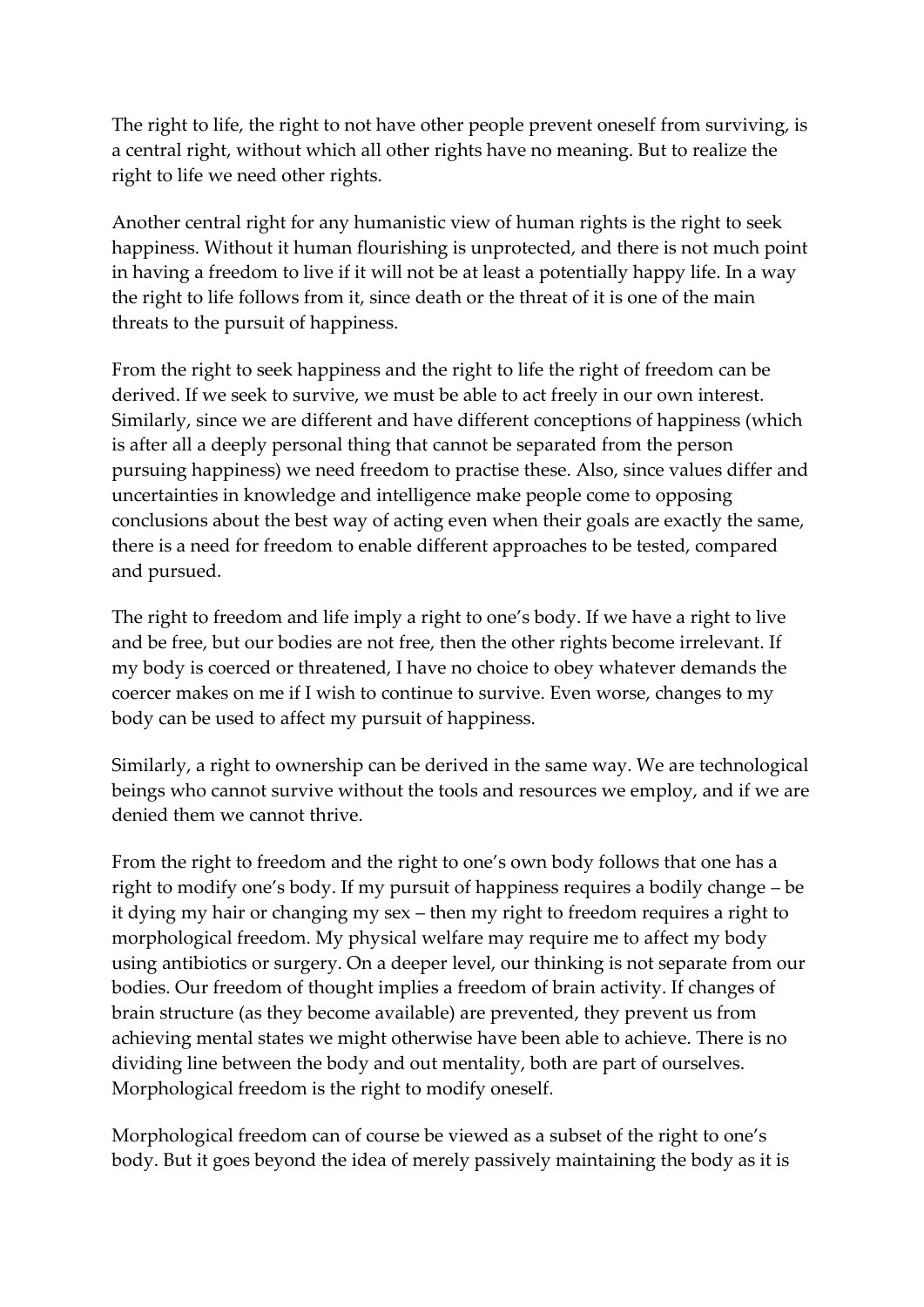The right to life, the right to not have other people prevent oneself from surviving, is a central right, without which all other rights have no meaning. But to realize the right to life we need other rights.

Another central right for any humanistic view of human rights is the right to seek happiness. Without it human flourishing is unprotected, and there is not much point in having a freedom to live if it will not be at least a potentially happy life. In a way the right to life follows from it, since death or the threat of it is one of the main threats to the pursuit of happiness.

From the right to seek happiness and the right to life the right of freedom can be derived. If we seek to survive, we must be able to act freely in our own interest. Similarly, since we are different and have different conceptions of happiness (which is after all a deeply personal thing that cannot be separated from the person pursuing happiness) we need freedom to practise these. Also, since values differ and uncertainties in knowledge and intelligence make people come to opposing conclusions about the best way of acting even when their goals are exactly the same, there is a need for freedom to enable different approaches to be tested, compared and pursued.

The right to freedom and life imply a right to one's body. If we have a right to live and be free, but our bodies are not free, then the other rights become irrelevant. If my body is coerced or threatened, I have no choice to obey whatever demands the coercer makes on me if I wish to continue to survive. Even worse, changes to my body can be used to affect my pursuit of happiness.

Similarly, a right to ownership can be derived in the same way. We are technological beings who cannot survive without the tools and resources we employ, and if we are denied them we cannot thrive.

From the right to freedom and the right to one's own body follows that one has a right to modify one's body. If my pursuit of happiness requires a bodily change – be it dying my hair or changing my sex – then my right to freedom requires a right to morphological freedom. My physical welfare may require me to affect my body using antibiotics or surgery. On a deeper level, our thinking is not separate from our bodies. Our freedom of thought implies a freedom of brain activity. If changes of brain structure (as they become available) are prevented, they prevent us from achieving mental states we might otherwise have been able to achieve. There is no dividing line between the body and out mentality, both are part of ourselves. Morphological freedom is the right to modify oneself.

Morphological freedom can of course be viewed as a subset of the right to one's body. But it goes beyond the idea of merely passively maintaining the body as it is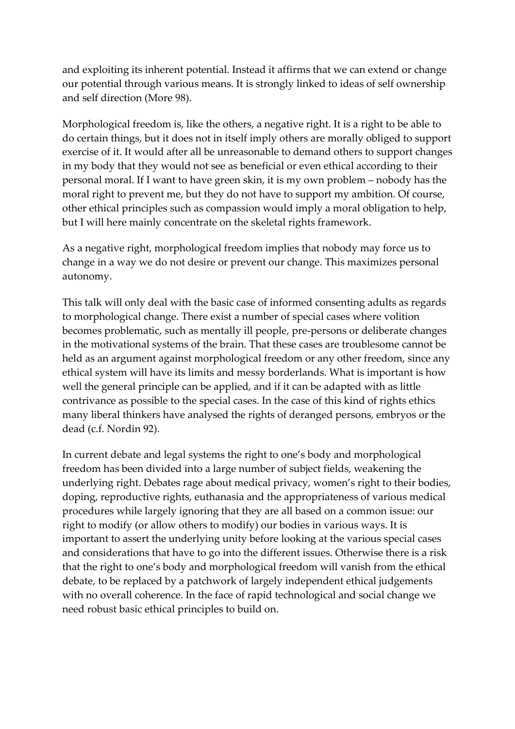and exploiting its inherent potential. Instead it affirms that we can extend or change our potential through various means. It is strongly linked to ideas of self ownership and self direction (More 98).

Morphological freedom is, like the others, a negative right. It is a right to be able to do certain things, but it does not in itself imply others are morally obliged to support exercise of it. It would after all be unreasonable to demand others to support changes in my body that they would not see as beneficial or even ethical according to their personal moral. If I want to have green skin, it is my own problem – nobody has the moral right to prevent me, but they do not have to support my ambition. Of course, other ethical principles such as compassion would imply a moral obligation to help, but I will here mainly concentrate on the skeletal rights framework.

As a negative right, morphological freedom implies that nobody may force us to change in a way we do not desire or prevent our change. This maximizes personal autonomy.

This talk will only deal with the basic case of informed consenting adults as regards to morphological change. There exist a number of special cases where volition becomes problematic, such as mentally ill people, pre-persons or deliberate changes in the motivational systems of the brain. That these cases are troublesome cannot be held as an argument against morphological freedom or any other freedom, since any ethical system will have its limits and messy borderlands. What is important is how well the general principle can be applied, and if it can be adapted with as little contrivance as possible to the special cases. In the case of this kind of rights ethics many liberal thinkers have analysed the rights of deranged persons, embryos or the dead (c.f. Nordin 92).

In current debate and legal systems the right to one's body and morphological freedom has been divided into a large number of subject fields, weakening the underlying right. Debates rage about medical privacy, women's right to their bodies, doping, reproductive rights, euthanasia and the appropriateness of various medical procedures while largely ignoring that they are all based on a common issue: our right to modify (or allow others to modify) our bodies in various ways. It is important to assert the underlying unity before looking at the various special cases and considerations that have to go into the different issues. Otherwise there is a risk that the right to one's body and morphological freedom will vanish from the ethical debate, to be replaced by a patchwork of largely independent ethical judgements with no overall coherence. In the face of rapid technological and social change we need robust basic ethical principles to build on.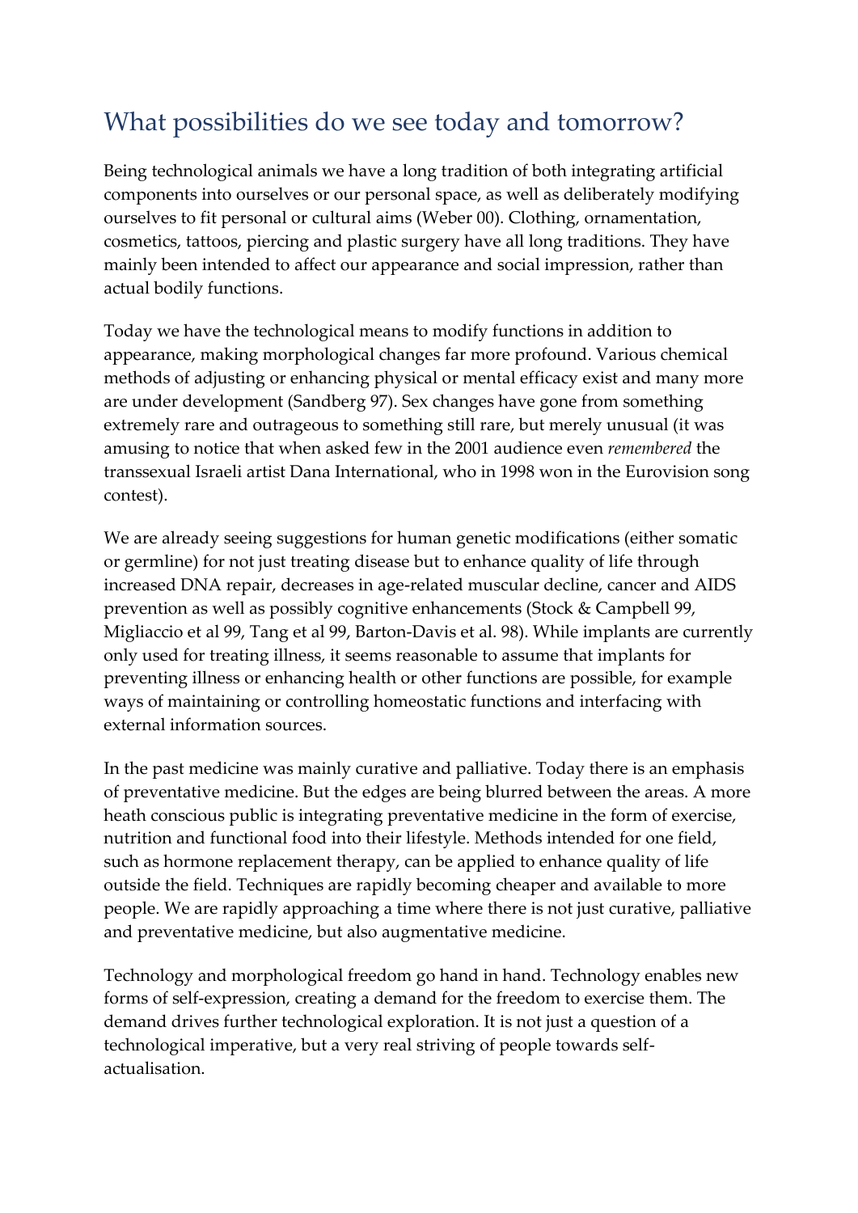## What possibilities do we see today and tomorrow?

Being technological animals we have a long tradition of both integrating artificial components into ourselves or our personal space, as well as deliberately modifying ourselves to fit personal or cultural aims (Weber 00). Clothing, ornamentation, cosmetics, tattoos, piercing and plastic surgery have all long traditions. They have mainly been intended to affect our appearance and social impression, rather than actual bodily functions.

Today we have the technological means to modify functions in addition to appearance, making morphological changes far more profound. Various chemical methods of adjusting or enhancing physical or mental efficacy exist and many more are under development (Sandberg 97). Sex changes have gone from something extremely rare and outrageous to something still rare, but merely unusual (it was amusing to notice that when asked few in the 2001 audience even *remembered* the transsexual Israeli artist Dana International, who in 1998 won in the Eurovision song contest).

We are already seeing suggestions for human genetic modifications (either somatic or germline) for not just treating disease but to enhance quality of life through increased DNA repair, decreases in age-related muscular decline, cancer and AIDS prevention as well as possibly cognitive enhancements (Stock & Campbell 99, Migliaccio et al 99, Tang et al 99, Barton-Davis et al. 98). While implants are currently only used for treating illness, it seems reasonable to assume that implants for preventing illness or enhancing health or other functions are possible, for example ways of maintaining or controlling homeostatic functions and interfacing with external information sources.

In the past medicine was mainly curative and palliative. Today there is an emphasis of preventative medicine. But the edges are being blurred between the areas. A more heath conscious public is integrating preventative medicine in the form of exercise, nutrition and functional food into their lifestyle. Methods intended for one field, such as hormone replacement therapy, can be applied to enhance quality of life outside the field. Techniques are rapidly becoming cheaper and available to more people. We are rapidly approaching a time where there is not just curative, palliative and preventative medicine, but also augmentative medicine.

Technology and morphological freedom go hand in hand. Technology enables new forms of self-expression, creating a demand for the freedom to exercise them. The demand drives further technological exploration. It is not just a question of a technological imperative, but a very real striving of people towards self-actualisation.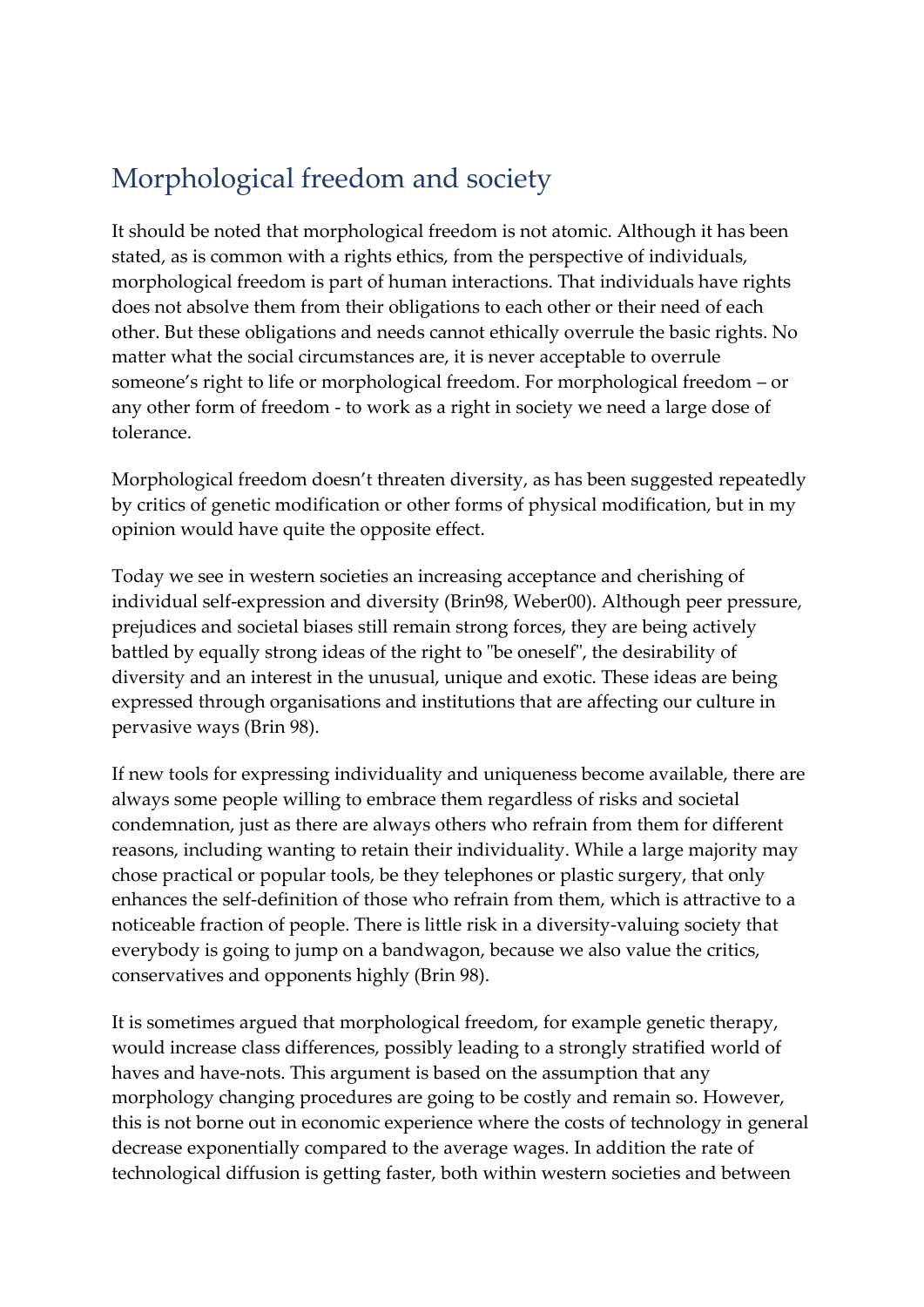## Morphological freedom and society

It should be noted that morphological freedom is not atomic. Although it has been stated, as is common with a rights ethics, from the perspective of individuals, morphological freedom is part of human interactions. That individuals have rights does not absolve them from their obligations to each other or their need of each other. But these obligations and needs cannot ethically overrule the basic rights. No matter what the social circumstances are, it is never acceptable to overrule someone's right to life or morphological freedom. For morphological freedom – or any other form of freedom - to work as a right in society we need a large dose of tolerance.

Morphological freedom doesn't threaten diversity, as has been suggested repeatedly by critics of genetic modification or other forms of physical modification, but in my opinion would have quite the opposite effect.

Today we see in western societies an increasing acceptance and cherishing of individual self-expression and diversity (Brin98, Weber00). Although peer pressure, prejudices and societal biases still remain strong forces, they are being actively battled by equally strong ideas of the right to "be oneself", the desirability of diversity and an interest in the unusual, unique and exotic. These ideas are being expressed through organisations and institutions that are affecting our culture in pervasive ways (Brin 98).

If new tools for expressing individuality and uniqueness become available, there are always some people willing to embrace them regardless of risks and societal condemnation, just as there are always others who refrain from them for different reasons, including wanting to retain their individuality. While a large majority may chose practical or popular tools, be they telephones or plastic surgery, that only enhances the self-definition of those who refrain from them, which is attractive to a noticeable fraction of people. There is little risk in a diversity-valuing society that everybody is going to jump on a bandwagon, because we also value the critics, conservatives and opponents highly (Brin 98).

It is sometimes argued that morphological freedom, for example genetic therapy, would increase class differences, possibly leading to a strongly stratified world of haves and have-nots. This argument is based on the assumption that any morphology changing procedures are going to be costly and remain so. However, this is not borne out in economic experience where the costs of technology in general decrease exponentially compared to the average wages. In addition the rate of technological diffusion is getting faster, both within western societies and between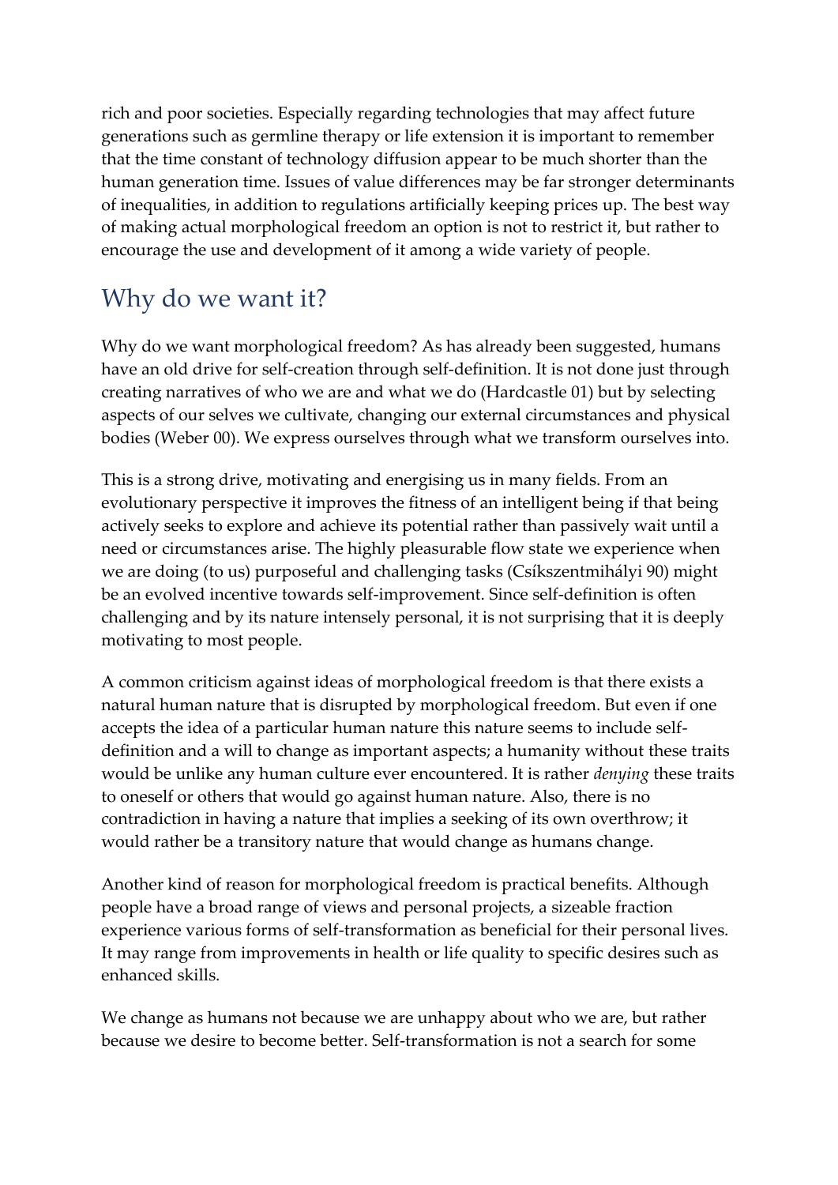rich and poor societies. Especially regarding technologies that may affect future generations such as germline therapy or life extension it is important to remember that the time constant of technology diffusion appear to be much shorter than the human generation time. Issues of value differences may be far stronger determinants of inequalities, in addition to regulations artificially keeping prices up. The best way of making actual morphological freedom an option is not to restrict it, but rather to encourage the use and development of it among a wide variety of people.

## Why do we want it?

Why do we want morphological freedom? As has already been suggested, humans have an old drive for self-creation through self-definition. It is not done just through creating narratives of who we are and what we do (Hardcastle 01) but by selecting aspects of our selves we cultivate, changing our external circumstances and physical bodies (Weber 00). We express ourselves through what we transform ourselves into.

This is a strong drive, motivating and energising us in many fields. From an evolutionary perspective it improves the fitness of an intelligent being if that being actively seeks to explore and achieve its potential rather than passively wait until a need or circumstances arise. The highly pleasurable flow state we experience when we are doing (to us) purposeful and challenging tasks (Csíkszentmihályi 90) might be an evolved incentive towards self-improvement. Since self-definition is often challenging and by its nature intensely personal, it is not surprising that it is deeply motivating to most people.

A common criticism against ideas of morphological freedom is that there exists a natural human nature that is disrupted by morphological freedom. But even if one accepts the idea of a particular human nature this nature seems to include self-definition and a will to change as important aspects; a humanity without these traits would be unlike any human culture ever encountered. It is rather *denying* these traits to oneself or others that would go against human nature. Also, there is no contradiction in having a nature that implies a seeking of its own overthrow; it would rather be a transitory nature that would change as humans change.

Another kind of reason for morphological freedom is practical benefits. Although people have a broad range of views and personal projects, a sizeable fraction experience various forms of self-transformation as beneficial for their personal lives. It may range from improvements in health or life quality to specific desires such as enhanced skills.

We change as humans not because we are unhappy about who we are, but rather because we desire to become better. Self-transformation is not a search for some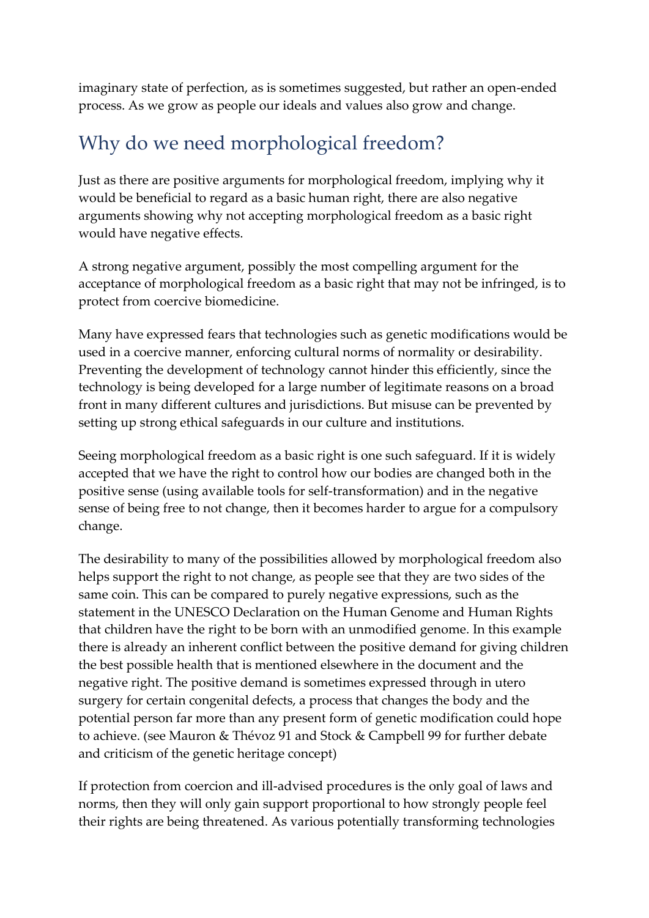imaginary state of perfection, as is sometimes suggested, but rather an open-ended process. As we grow as people our ideals and values also grow and change.

## Why do we need morphological freedom?

Just as there are positive arguments for morphological freedom, implying why it would be beneficial to regard as a basic human right, there are also negative arguments showing why not accepting morphological freedom as a basic right would have negative effects.

A strong negative argument, possibly the most compelling argument for the acceptance of morphological freedom as a basic right that may not be infringed, is to protect from coercive biomedicine.

Many have expressed fears that technologies such as genetic modifications would be used in a coercive manner, enforcing cultural norms of normality or desirability. Preventing the development of technology cannot hinder this efficiently, since the technology is being developed for a large number of legitimate reasons on a broad front in many different cultures and jurisdictions. But misuse can be prevented by setting up strong ethical safeguards in our culture and institutions.

Seeing morphological freedom as a basic right is one such safeguard. If it is widely accepted that we have the right to control how our bodies are changed both in the positive sense (using available tools for self-transformation) and in the negative sense of being free to not change, then it becomes harder to argue for a compulsory change.

The desirability to many of the possibilities allowed by morphological freedom also helps support the right to not change, as people see that they are two sides of the same coin. This can be compared to purely negative expressions, such as the statement in the UNESCO Declaration on the Human Genome and Human Rights that children have the right to be born with an unmodified genome. In this example there is already an inherent conflict between the positive demand for giving children the best possible health that is mentioned elsewhere in the document and the negative right. The positive demand is sometimes expressed through in utero surgery for certain congenital defects, a process that changes the body and the potential person far more than any present form of genetic modification could hope to achieve. (see Mauron & Thévoz 91 and Stock & Campbell 99 for further debate and criticism of the genetic heritage concept)

If protection from coercion and ill-advised procedures is the only goal of laws and norms, then they will only gain support proportional to how strongly people feel their rights are being threatened. As various potentially transforming technologies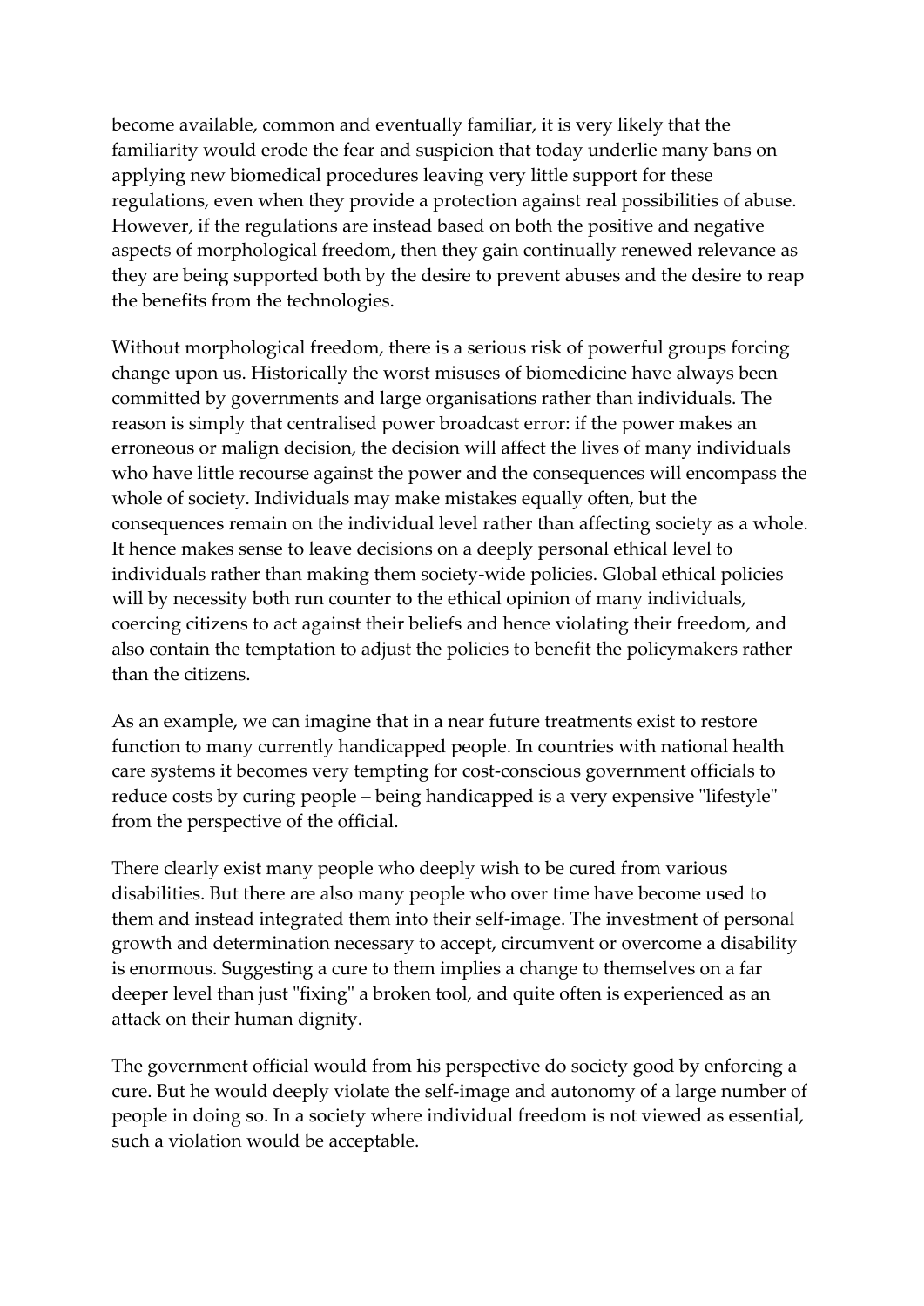become available, common and eventually familiar, it is very likely that the familiarity would erode the fear and suspicion that today underlie many bans on applying new biomedical procedures leaving very little support for these regulations, even when they provide a protection against real possibilities of abuse. However, if the regulations are instead based on both the positive and negative aspects of morphological freedom, then they gain continually renewed relevance as they are being supported both by the desire to prevent abuses and the desire to reap the benefits from the technologies.

Without morphological freedom, there is a serious risk of powerful groups forcing change upon us. Historically the worst misuses of biomedicine have always been committed by governments and large organisations rather than individuals. The reason is simply that centralised power broadcast error: if the power makes an erroneous or malign decision, the decision will affect the lives of many individuals who have little recourse against the power and the consequences will encompass the whole of society. Individuals may make mistakes equally often, but the consequences remain on the individual level rather than affecting society as a whole. It hence makes sense to leave decisions on a deeply personal ethical level to individuals rather than making them society-wide policies. Global ethical policies will by necessity both run counter to the ethical opinion of many individuals, coercing citizens to act against their beliefs and hence violating their freedom, and also contain the temptation to adjust the policies to benefit the policymakers rather than the citizens.

As an example, we can imagine that in a near future treatments exist to restore function to many currently handicapped people. In countries with national health care systems it becomes very tempting for cost-conscious government officials to reduce costs by curing people – being handicapped is a very expensive "lifestyle" from the perspective of the official.

There clearly exist many people who deeply wish to be cured from various disabilities. But there are also many people who over time have become used to them and instead integrated them into their self-image. The investment of personal growth and determination necessary to accept, circumvent or overcome a disability is enormous. Suggesting a cure to them implies a change to themselves on a far deeper level than just "fixing" a broken tool, and quite often is experienced as an attack on their human dignity.

The government official would from his perspective do society good by enforcing a cure. But he would deeply violate the self-image and autonomy of a large number of people in doing so. In a society where individual freedom is not viewed as essential, such a violation would be acceptable.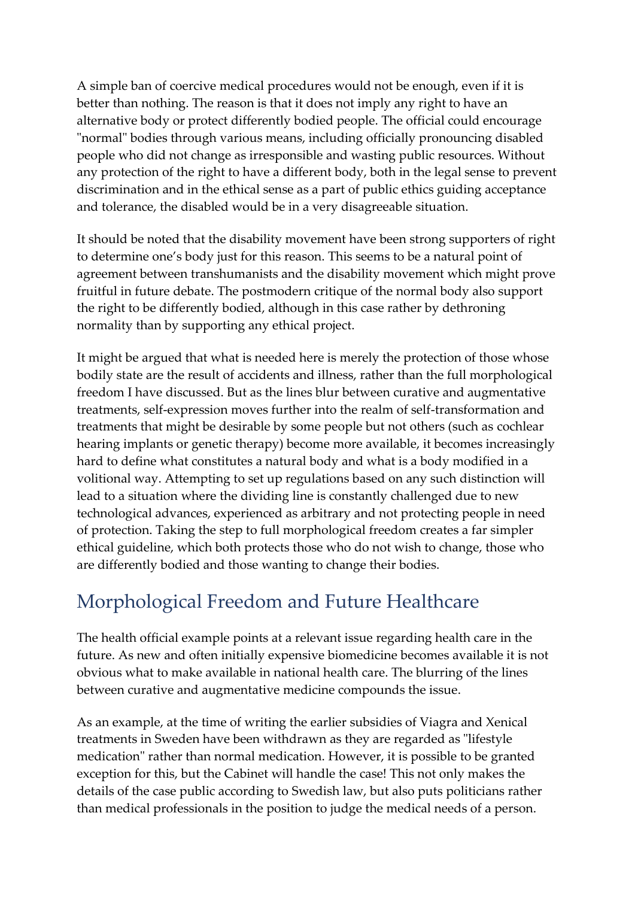A simple ban of coercive medical procedures would not be enough, even if it is better than nothing. The reason is that it does not imply any right to have an alternative body or protect differently bodied people. The official could encourage "normal" bodies through various means, including officially pronouncing disabled people who did not change as irresponsible and wasting public resources. Without any protection of the right to have a different body, both in the legal sense to prevent discrimination and in the ethical sense as a part of public ethics guiding acceptance and tolerance, the disabled would be in a very disagreeable situation.

It should be noted that the disability movement have been strong supporters of right to determine one's body just for this reason. This seems to be a natural point of agreement between transhumanists and the disability movement which might prove fruitful in future debate. The postmodern critique of the normal body also support the right to be differently bodied, although in this case rather by dethroning normality than by supporting any ethical project.

It might be argued that what is needed here is merely the protection of those whose bodily state are the result of accidents and illness, rather than the full morphological freedom I have discussed. But as the lines blur between curative and augmentative treatments, self-expression moves further into the realm of self-transformation and treatments that might be desirable by some people but not others (such as cochlear hearing implants or genetic therapy) become more available, it becomes increasingly hard to define what constitutes a natural body and what is a body modified in a volitional way. Attempting to set up regulations based on any such distinction will lead to a situation where the dividing line is constantly challenged due to new technological advances, experienced as arbitrary and not protecting people in need of protection. Taking the step to full morphological freedom creates a far simpler ethical guideline, which both protects those who do not wish to change, those who are differently bodied and those wanting to change their bodies.

## Morphological Freedom and Future Healthcare

The health official example points at a relevant issue regarding health care in the future. As new and often initially expensive biomedicine becomes available it is not obvious what to make available in national health care. The blurring of the lines between curative and augmentative medicine compounds the issue.

As an example, at the time of writing the earlier subsidies of Viagra and Xenical treatments in Sweden have been withdrawn as they are regarded as "lifestyle medication" rather than normal medication. However, it is possible to be granted exception for this, but the Cabinet will handle the case! This not only makes the details of the case public according to Swedish law, but also puts politicians rather than medical professionals in the position to judge the medical needs of a person.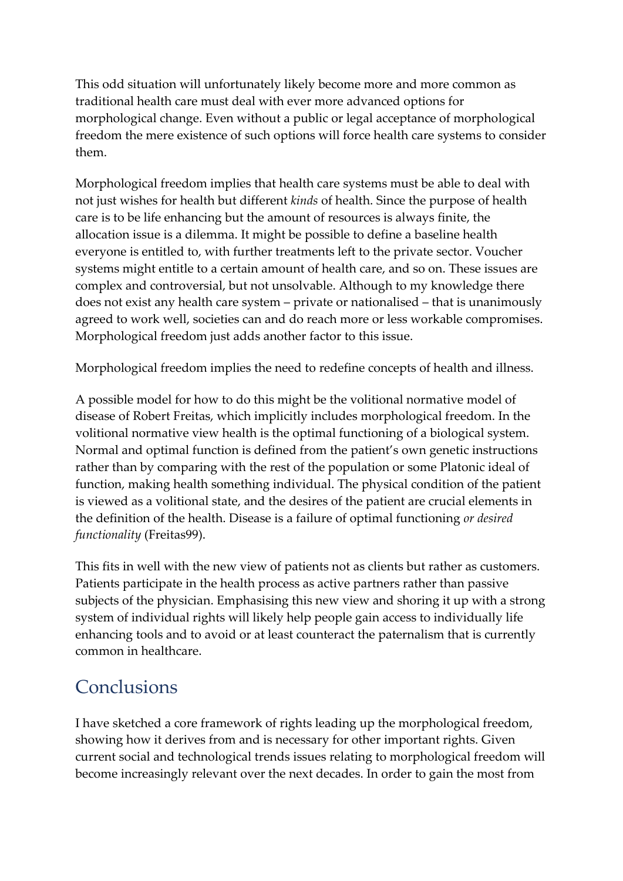This odd situation will unfortunately likely become more and more common as traditional health care must deal with ever more advanced options for morphological change. Even without a public or legal acceptance of morphological freedom the mere existence of such options will force health care systems to consider them.

Morphological freedom implies that health care systems must be able to deal with not just wishes for health but different *kinds* of health. Since the purpose of health care is to be life enhancing but the amount of resources is always finite, the allocation issue is a dilemma. It might be possible to define a baseline health everyone is entitled to, with further treatments left to the private sector. Voucher systems might entitle to a certain amount of health care, and so on. These issues are complex and controversial, but not unsolvable. Although to my knowledge there does not exist any health care system – private or nationalised – that is unanimously agreed to work well, societies can and do reach more or less workable compromises. Morphological freedom just adds another factor to this issue.

Morphological freedom implies the need to redefine concepts of health and illness.

A possible model for how to do this might be the volitional normative model of disease of Robert Freitas, which implicitly includes morphological freedom. In the volitional normative view health is the optimal functioning of a biological system. Normal and optimal function is defined from the patient's own genetic instructions rather than by comparing with the rest of the population or some Platonic ideal of function, making health something individual. The physical condition of the patient is viewed as a volitional state, and the desires of the patient are crucial elements in the definition of the health. Disease is a failure of optimal functioning *or desired functionality* (Freitas99).

This fits in well with the new view of patients not as clients but rather as customers. Patients participate in the health process as active partners rather than passive subjects of the physician. Emphasising this new view and shoring it up with a strong system of individual rights will likely help people gain access to individually life enhancing tools and to avoid or at least counteract the paternalism that is currently common in healthcare.

## Conclusions

I have sketched a core framework of rights leading up the morphological freedom, showing how it derives from and is necessary for other important rights. Given current social and technological trends issues relating to morphological freedom will become increasingly relevant over the next decades. In order to gain the most from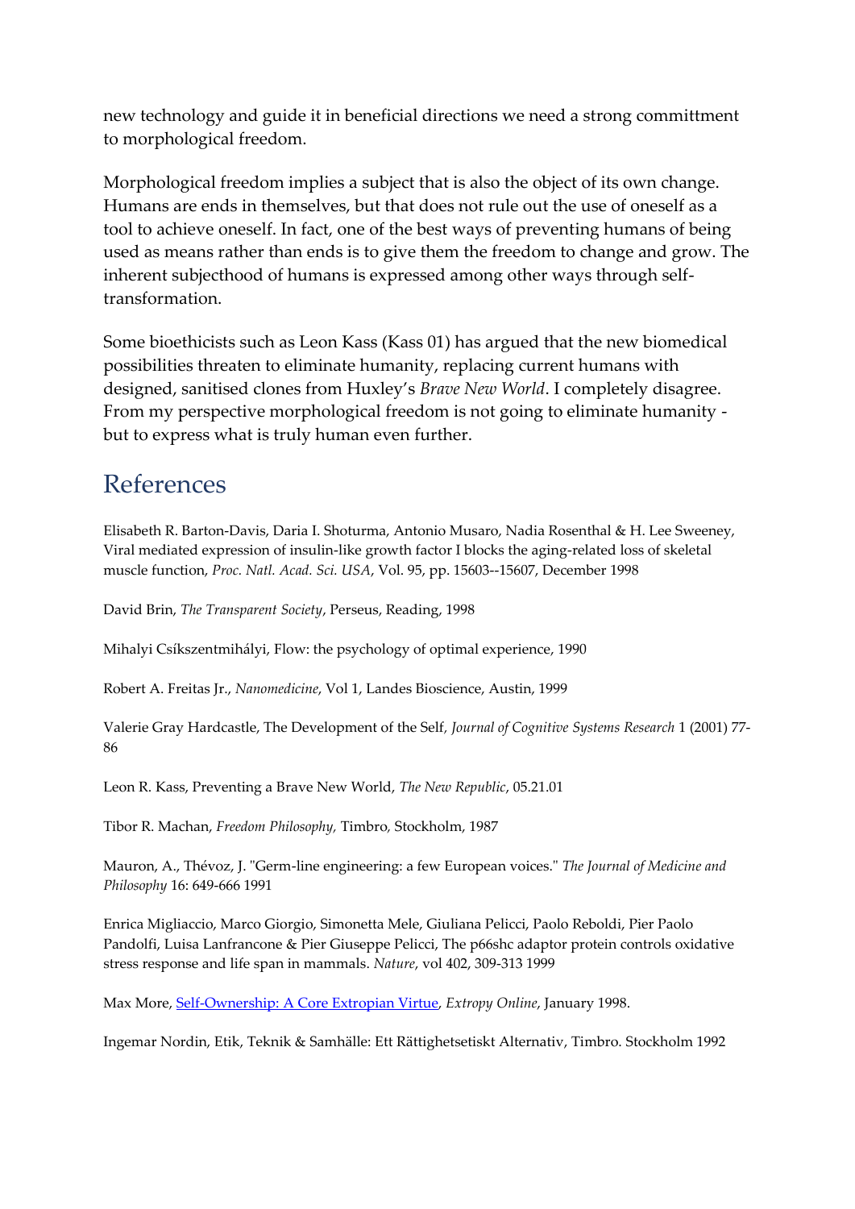new technology and guide it in beneficial directions we need a strong committment to morphological freedom.

Morphological freedom implies a subject that is also the object of its own change. Humans are ends in themselves, but that does not rule out the use of oneself as a tool to achieve oneself. In fact, one of the best ways of preventing humans of being used as means rather than ends is to give them the freedom to change and grow. The inherent subjecthood of humans is expressed among other ways through self-transformation.

Some bioethicists such as Leon Kass (Kass 01) has argued that the new biomedical possibilities threaten to eliminate humanity, replacing current humans with designed, sanitised clones from Huxley's *Brave New World*. I completely disagree. From my perspective morphological freedom is not going to eliminate humanity - but to express what is truly human even further.

## References

Elisabeth R. Barton-Davis, Daria I. Shoturma, Antonio Musaro, Nadia Rosenthal & H. Lee Sweeney, Viral mediated expression of insulin-like growth factor I blocks the aging-related loss of skeletal muscle function, *Proc. Natl. Acad. Sci. USA*, Vol. 95, pp. 15603--15607, December 1998

David Brin, *The Transparent Society*, Perseus, Reading, 1998

Mihalyi Csíkszentmihályi, Flow: the psychology of optimal experience, 1990

Robert A. Freitas Jr., *Nanomedicine*, Vol 1, Landes Bioscience, Austin, 1999

Valerie Gray Hardcastle, The Development of the Self, *Journal of Cognitive Systems Research* 1 (2001) 77-86

Leon R. Kass, Preventing a Brave New World, *The New Republic*, 05.21.01

Tibor R. Machan, *Freedom Philosophy,* Timbro*,* Stockholm, 1987

Mauron, A., Thévoz, J. "Germ-line engineering: a few European voices." *The Journal of Medicine and Philosophy* 16: 649-666 1991

Enrica Migliaccio, Marco Giorgio, Simonetta Mele, Giuliana Pelicci, Paolo Reboldi, Pier Paolo Pandolfi, Luisa Lanfrancone & Pier Giuseppe Pelicci, The p66shc adaptor protein controls oxidative stress response and life span in mammals. *Nature*, vol 402, 309-313 1999

Max More, Self-Ownership: A Core Extropian Virtue, *Extropy Online*, January 1998.

Ingemar Nordin, Etik, Teknik & Samhälle: Ett Rättighetsetiskt Alternativ, Timbro. Stockholm 1992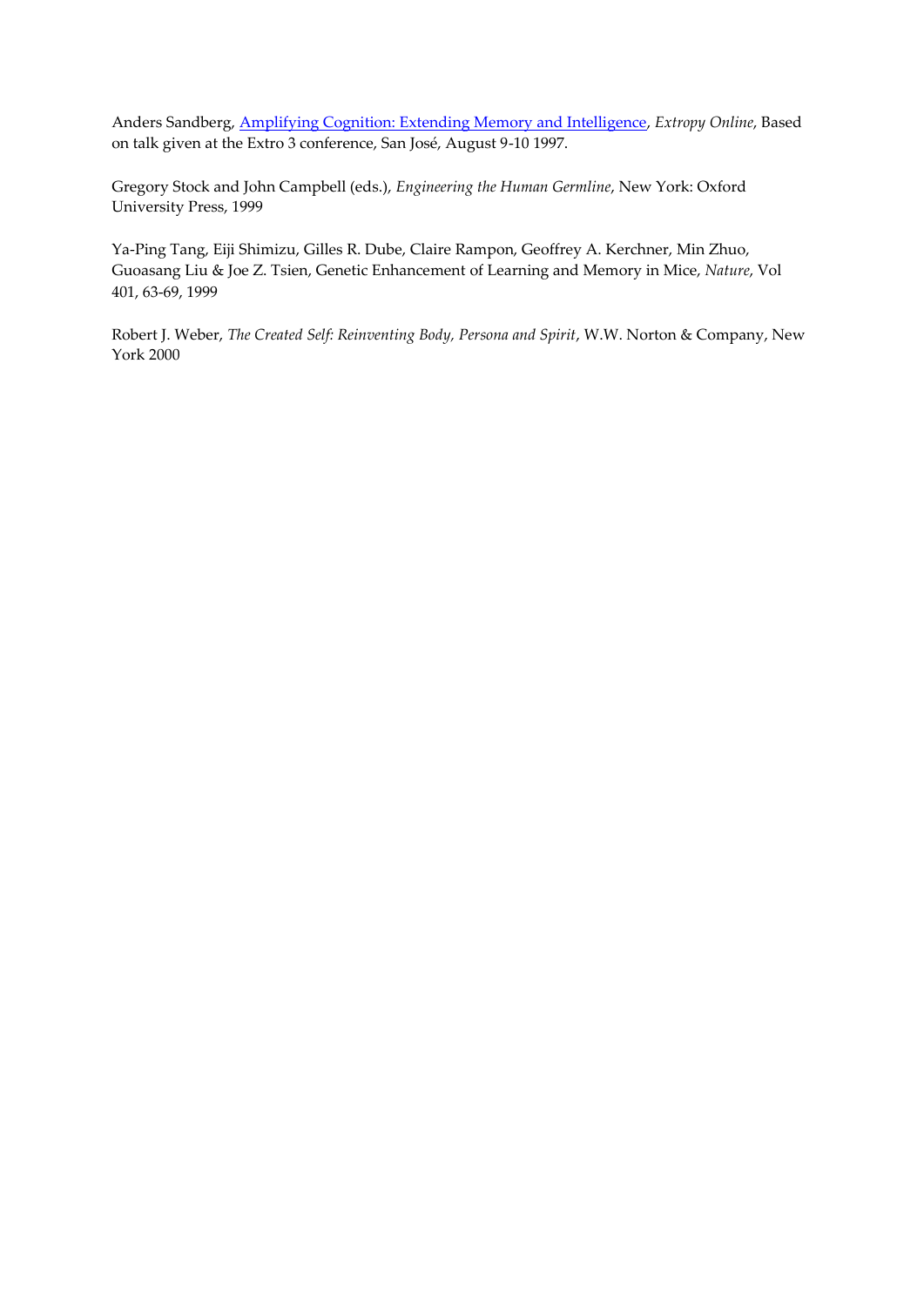Anders Sandberg, Amplifying Cognition: Extending Memory and Intelligence, *Extropy Online*, Based on talk given at the Extro 3 conference, San José, August 9-10 1997.

Gregory Stock and John Campbell (eds.), *Engineering the Human Germline*, New York: Oxford University Press, 1999

Ya-Ping Tang, Eiji Shimizu, Gilles R. Dube, Claire Rampon, Geoffrey A. Kerchner, Min Zhuo, Guoasang Liu & Joe Z. Tsien, Genetic Enhancement of Learning and Memory in Mice, *Nature*, Vol 401, 63-69, 1999

Robert J. Weber, *The Created Self: Reinventing Body, Persona and Spirit*, W.W. Norton & Company, New York 2000